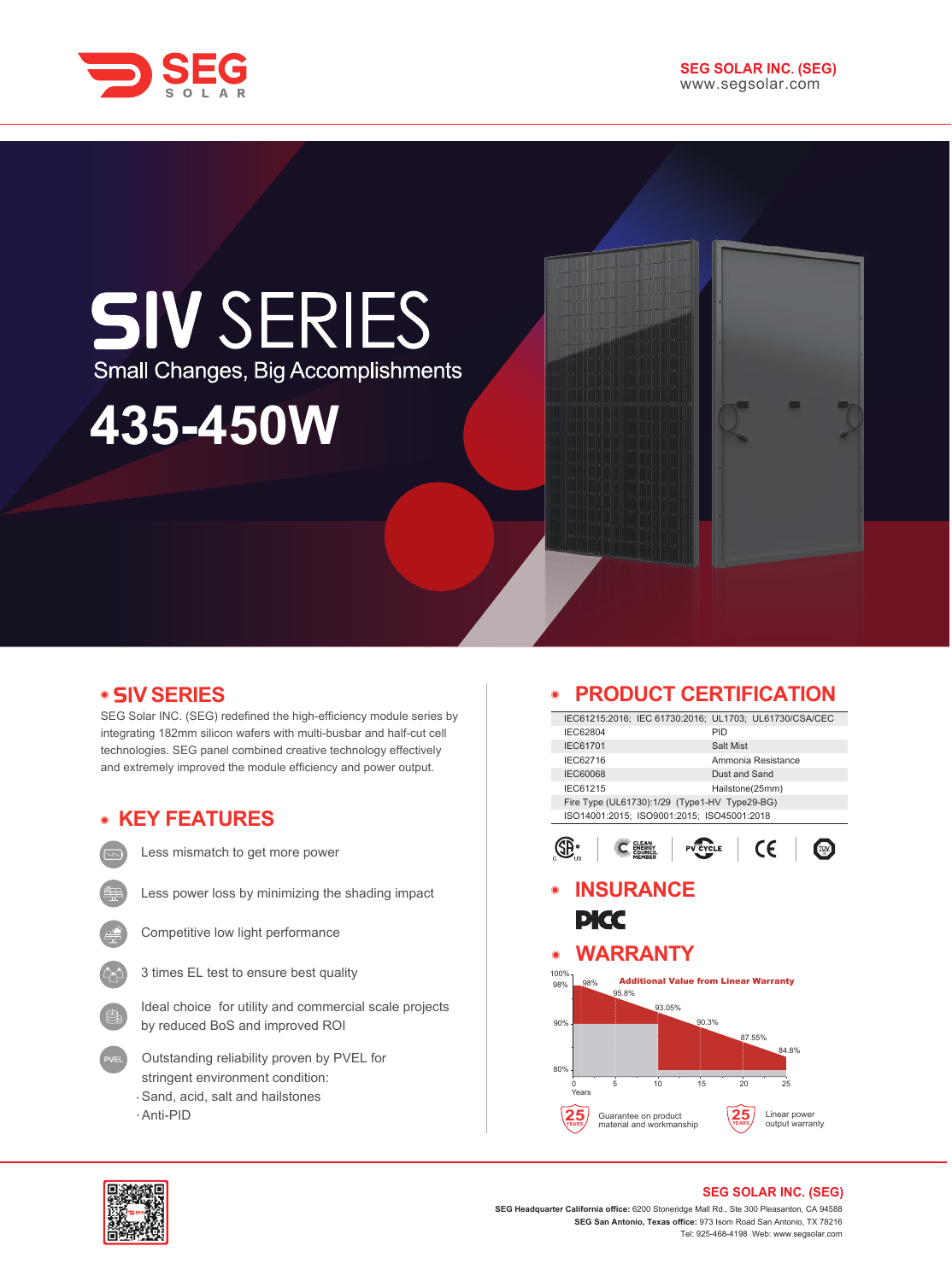SEG SOLAR

**SEG SOLAR INC. (SEG)**
www.segsolar.com

# SIV SERIES

Small Changes, Big Accomplishments

# 435-450W

## SIV SERIES

SEG Solar INC. (SEG) redefined the high-efficiency module series by integrating 182mm silicon wafers with multi-busbar and half-cut cell technologies. SEG panel combined creative technology effectively and extremely improved the module efficiency and power output.

## KEY FEATURES

- Less mismatch to get more power
- Less power loss by minimizing the shading impact
- Competitive low light performance
- 3 times EL test to ensure best quality
- Ideal choice for utility and commercial scale projects by reduced BoS and improved ROI
- Outstanding reliability proven by PVEL for stringent environment condition:
  - Sand, acid, salt and hailstones
  - Anti-PID

## PRODUCT CERTIFICATION

| | |
|---|---|
| IEC61215:2016; IEC 61730:2016; UL1703; UL61730/CSA/CEC | |
| IEC62804 | PID |
| IEC61701 | Salt Mist |
| IEC62716 | Ammonia Resistance |
| IEC60068 | Dust and Sand |
| IEC61215 | Hailstone(25mm) |
| Fire Type (UL61730):1/29 (Type1-HV Type29-BG) | |
| ISO14001:2015; ISO9001:2015; ISO45001:2018 | |

## INSURANCE

PICC

## WARRANTY

Additional Value from Linear Warranty

| Years | 0 | 1 | 5 | 10 | 15 | 20 | 25 |
|---|---|---|---|---|---|---|---|
| Linear warranty | 100% | 98% | 95.8% | 93.05% | 90.3% | 87.55% | 84.8% |

25 YEARS Guarantee on product material and workmanship

25 YEARS Linear power output warranty

**SEG SOLAR INC. (SEG)**

**SEG Headquarter California office:** 6200 Stoneridge Mall Rd., Ste 300 Pleasanton, CA 94588
**SEG San Antonio, Texas office:** 973 Isom Road San Antonio, TX 78216
Tel: 925-468-4198 Web: www.segsolar.com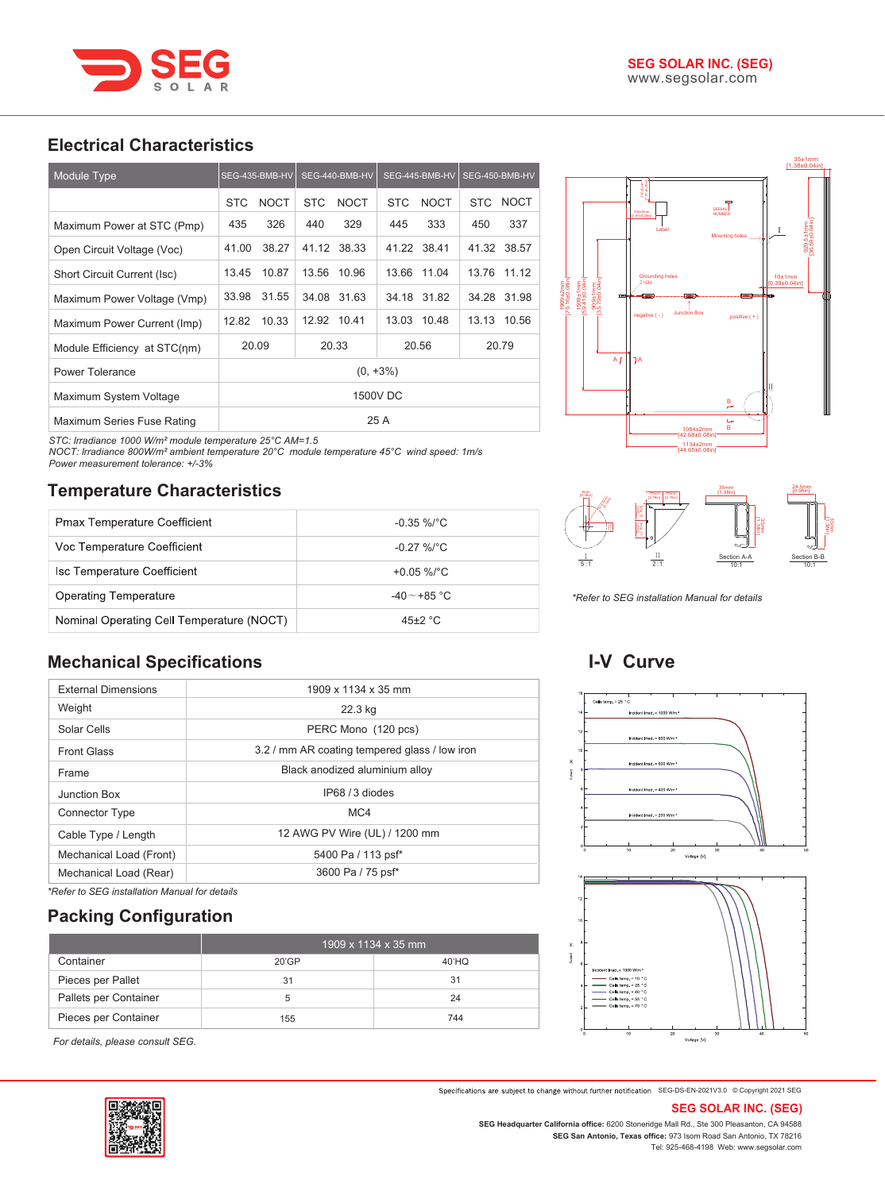SEG SOLAR INC. (SEG)
www.segsolar.com

## Electrical Characteristics

| Module Type | SEG-435-BMB-HV | | SEG-440-BMB-HV | | SEG-445-BMB-HV | | SEG-450-BMB-HV | |
|---|---|---|---|---|---|---|---|---|
| | STC | NOCT | STC | NOCT | STC | NOCT | STC | NOCT |
| Maximum Power at STC (Pmp) | 435 | 326 | 440 | 329 | 445 | 333 | 450 | 337 |
| Open Circuit Voltage (Voc) | 41.00 | 38.27 | 41.12 | 38.33 | 41.22 | 38.41 | 41.32 | 38.57 |
| Short Circuit Current (Isc) | 13.45 | 10.87 | 13.56 | 10.96 | 13.66 | 11.04 | 13.76 | 11.12 |
| Maximum Power Voltage (Vmp) | 33.98 | 31.55 | 34.08 | 31.63 | 34.18 | 31.82 | 34.28 | 31.98 |
| Maximum Power Current (Imp) | 12.82 | 10.33 | 12.92 | 10.41 | 13.03 | 10.48 | 13.13 | 10.56 |
| Module Efficiency at STC(ηm) | 20.09 | | 20.33 | | 20.56 | | 20.79 | |
| Power Tolerance | (0, +3%) | | | | | | | |
| Maximum System Voltage | 1500V DC | | | | | | | |
| Maximum Series Fuse Rating | 25 A | | | | | | | |

*STC: Irradiance 1000 W/m² module temperature 25°C AM=1.5*
*NOCT: Irradiance 800W/m² ambient temperature 20°C module temperature 45°C wind speed: 1m/s*
*Power measurement tolerance: +/-3%*

35±1mm [1.38±0.04in]
SERIAL NUMBER
Label
Mounting holes
Grounding holes
Junction Box
negative ( - )
positive ( + )
1909±2mm [75.16±0.08in]
1500±1mm [59.41±0.04in]
908±1mm [35.75±0.04in]
929.5±1mm [36.59±0.04in]
10±1mm [0.39±0.04in]
A A
B B
I II
1084±2mm [42.68±0.08in]
1134±2mm [44.65±0.08in]

35mm [1.38in]
24.5mm [0.96in]
I 5:1
II 2:1
Section A-A 10:1
Section B-B 10:1

*Refer to SEG installation Manual for details

## Temperature Characteristics

| | |
|---|---|
| Pmax Temperature Coefficient | -0.35 %/°C |
| Voc Temperature Coefficient | -0.27 %/°C |
| Isc Temperature Coefficient | +0.05 %/°C |
| Operating Temperature | -40～+85 °C |
| Nominal Operating Cell Temperature (NOCT) | 45±2 °C |

## Mechanical Specifications

| | |
|---|---|
| External Dimensions | 1909 x 1134 x 35 mm |
| Weight | 22.3 kg |
| Solar Cells | PERC Mono (120 pcs) |
| Front Glass | 3.2 / mm AR coating tempered glass / low iron |
| Frame | Black anodized aluminium alloy |
| Junction Box | IP68 / 3 diodes |
| Connector Type | MC4 |
| Cable Type / Length | 12 AWG PV Wire (UL) / 1200 mm |
| Mechanical Load (Front) | 5400 Pa / 113 psf* |
| Mechanical Load (Rear) | 3600 Pa / 75 psf* |

*Refer to SEG installation Manual for details

## I-V Curve

Cells temp. = 25 °C
Incident Irrad. = 1000 W/m²
Incident Irrad. = 800 W/m²
Incident Irrad. = 600 W/m²
Incident Irrad. = 400 W/m²
Incident Irrad. = 200 W/m²
Current [A]
Voltage [V]
0 10 20 30 40 50

Incident Irrad. = 1000 W/m²
Cells temp. = 10 °C
Cells temp. = 25 °C
Cells temp. = 40 °C
Cells temp. = 55 °C
Cells temp. = 70 °C
Current [A]
Voltage [V]
0 10 20 30 40 50

## Packing Configuration

| | 1909 x 1134 x 35 mm | |
|---|---|---|
| Container | 20'GP | 40'HQ |
| Pieces per Pallet | 31 | 31 |
| Pallets per Container | 5 | 24 |
| Pieces per Container | 155 | 744 |

*For details, please consult SEG.*

Specifications are subject to change without further notification SEG-DS-EN-2021V3.0 © Copyright 2021 SEG

**SEG SOLAR INC. (SEG)**
**SEG Headquarter California office:** 6200 Stoneridge Mall Rd., Ste 300 Pleasanton, CA 94588
**SEG San Antonio, Texas office:** 973 Isom Road San Antonio, TX 78216
Tel: 925-468-4198 Web: www.segsolar.com